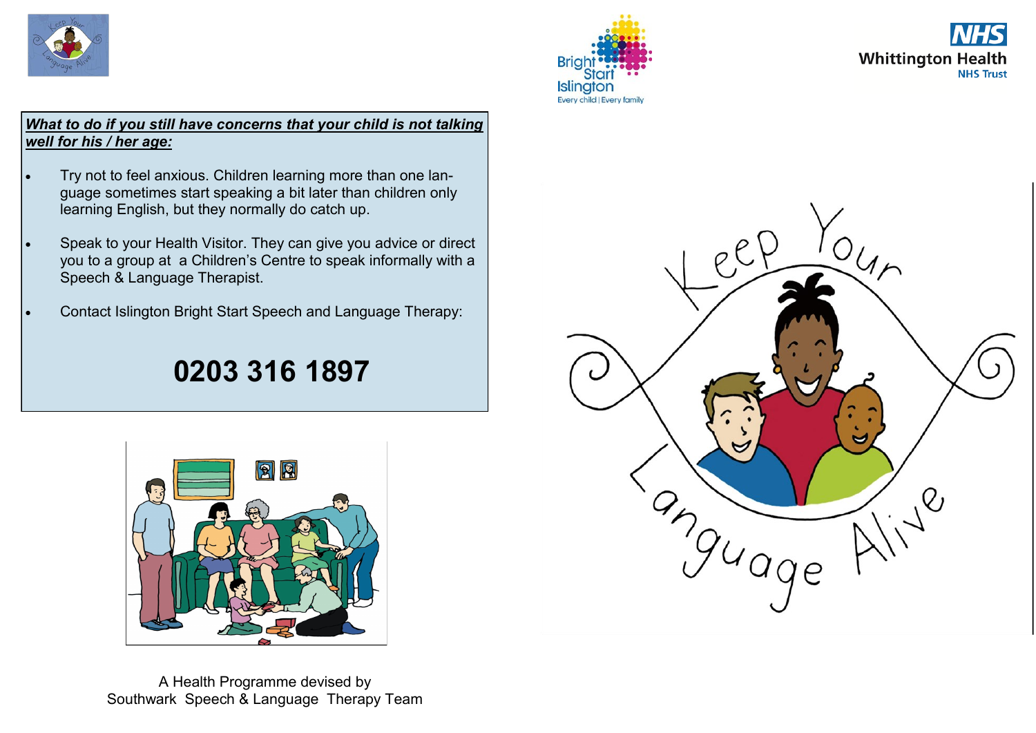***What to do if you still have concerns that your child is not talking well for his / her age:***

- Try not to feel anxious. Children learning more than one language sometimes start speaking a bit later than children only learning English, but they normally do catch up.
- Speak to your Health Visitor. They can give you advice or direct you to a group at a Children's Centre to speak informally with a Speech & Language Therapist.
- Contact Islington Bright Start Speech and Language Therapy:

## 0203 316 1897

A Health Programme devised by Southwark Speech & Language Therapy Team

# Keep Your Language Alive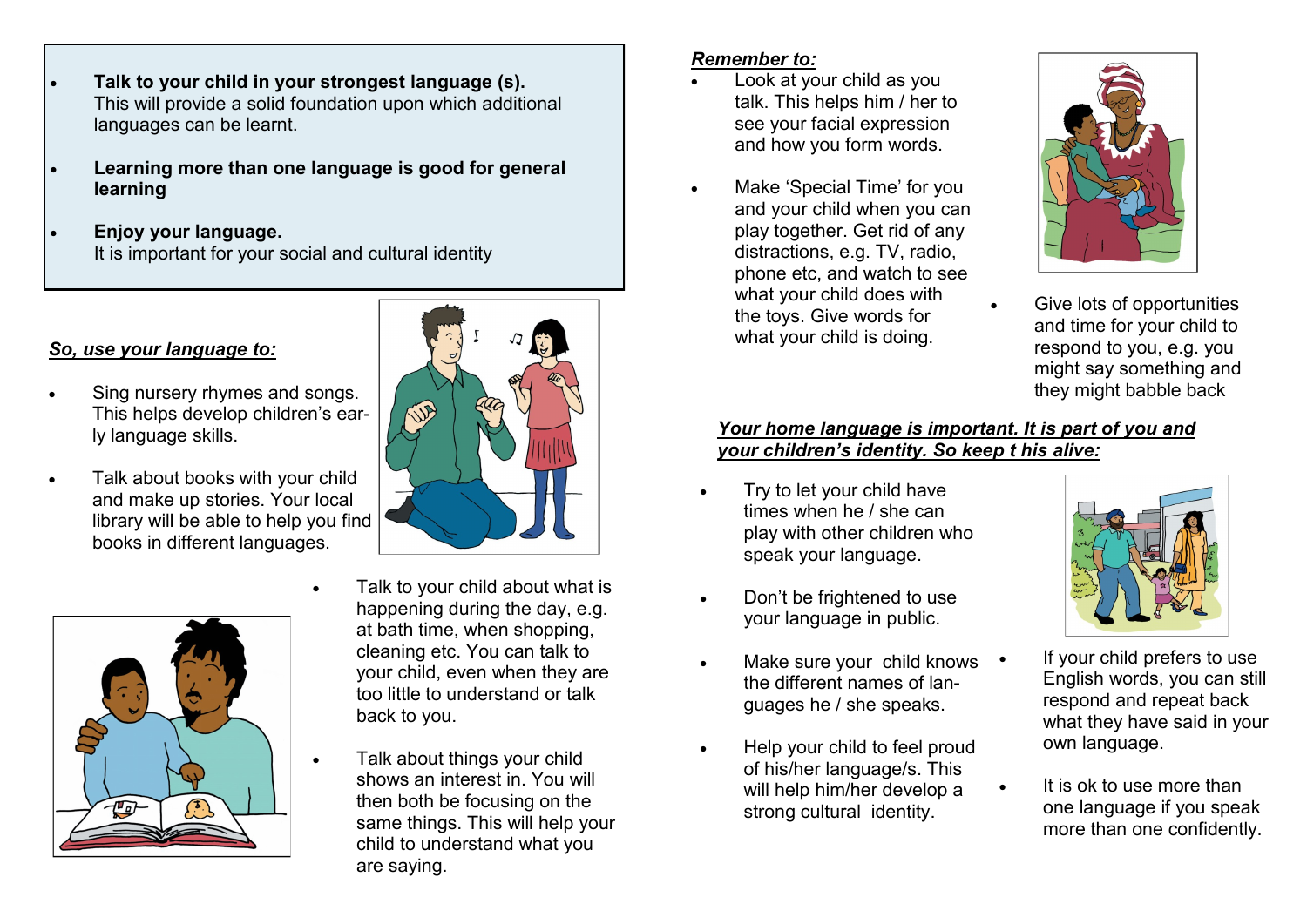- **Talk to your child in your strongest language (s).** This will provide a solid foundation upon which additional languages can be learnt.
- **Learning more than one language is good for general learning**
- **Enjoy your language.** It is important for your social and cultural identity

***<u>So, use your language to:</u>***

- Sing nursery rhymes and songs. This helps develop children's early language skills.
- Talk about books with your child and make up stories. Your local library will be able to help you find books in different languages.
- Talk to your child about what is happening during the day, e.g. at bath time, when shopping, cleaning etc. You can talk to your child, even when they are too little to understand or talk back to you.
- Talk about things your child shows an interest in. You will then both be focusing on the same things. This will help your child to understand what you are saying.

***<u>Remember to:</u>***

- Look at your child as you talk. This helps him / her to see your facial expression and how you form words.
- Make 'Special Time' for you and your child when you can play together. Get rid of any distractions, e.g. TV, radio, phone etc, and watch to see what your child does with the toys. Give words for what your child is doing.
- Give lots of opportunities and time for your child to respond to you, e.g. you might say something and they might babble back

***<u>Your home language is important. It is part of you and your children's identity. So keep t his alive:</u>***

- Try to let your child have times when he / she can play with other children who speak your language.
- Don't be frightened to use your language in public.
- Make sure your child knows the different names of languages he / she speaks.
- Help your child to feel proud of his/her language/s. This will help him/her develop a strong cultural identity.
- If your child prefers to use English words, you can still respond and repeat back what they have said in your own language.
- It is ok to use more than one language if you speak more than one confidently.